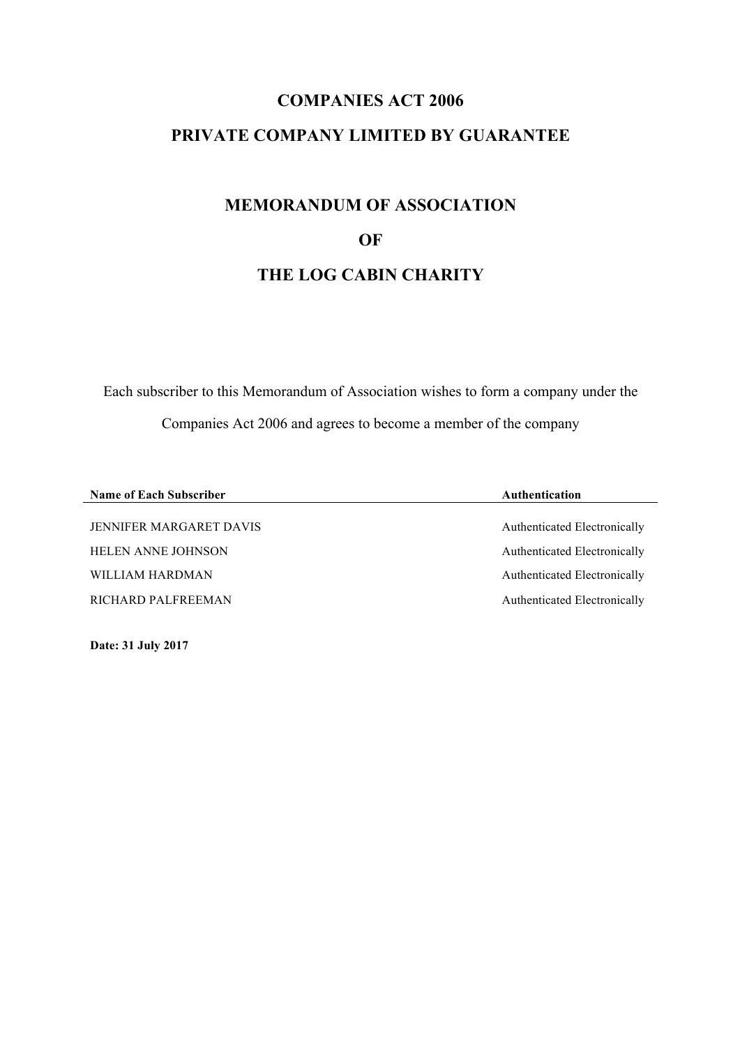# COMPANIES ACT 2006

# PRIVATE COMPANY LIMITED BY GUARANTEE

## MEMORANDUM OF ASSOCIATION

## OF

## THE LOG CABIN CHARITY

Each subscriber to this Memorandum of Association wishes to form a company under the Companies Act 2006 and agrees to become a member of the company

| Name of Each Subscriber | Authentication |
| --- | --- |
| JENNIFER MARGARET DAVIS | Authenticated Electronically |
| HELEN ANNE JOHNSON | Authenticated Electronically |
| WILLIAM HARDMAN | Authenticated Electronically |
| RICHARD PALFREEMAN | Authenticated Electronically |

**Date: 31 July 2017**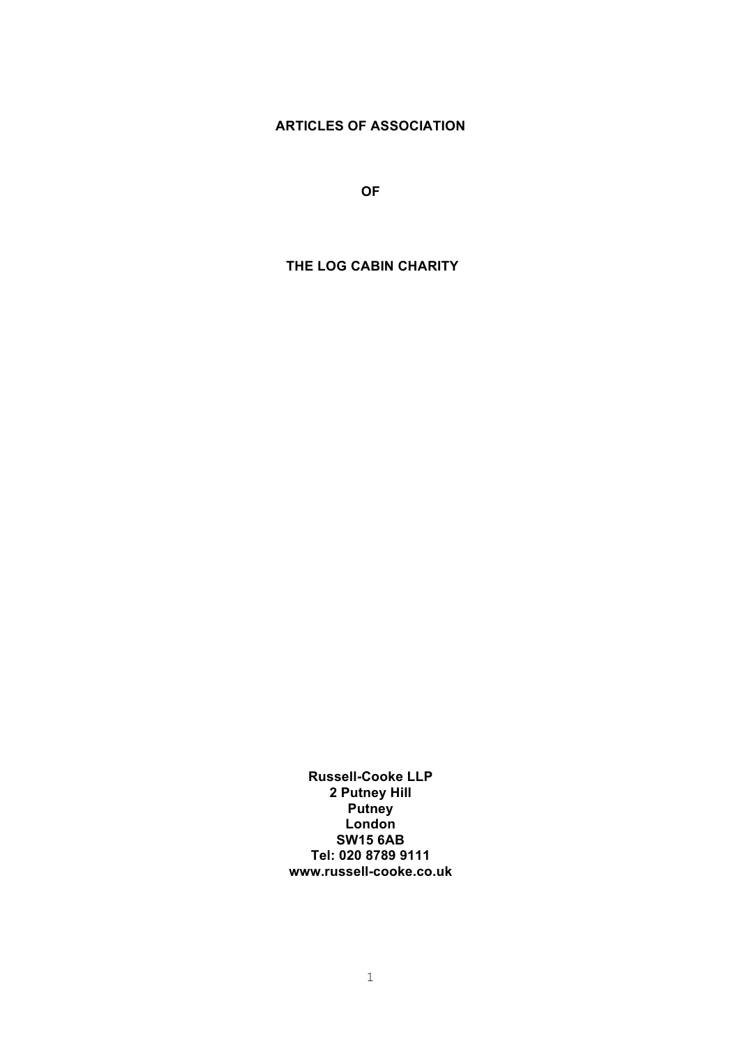**ARTICLES OF ASSOCIATION**

**OF**

**THE LOG CABIN CHARITY**

**Russell-Cooke LLP**
**2 Putney Hill**
**Putney**
**London**
**SW15 6AB**
**Tel: 020 8789 9111**
**www.russell-cooke.co.uk**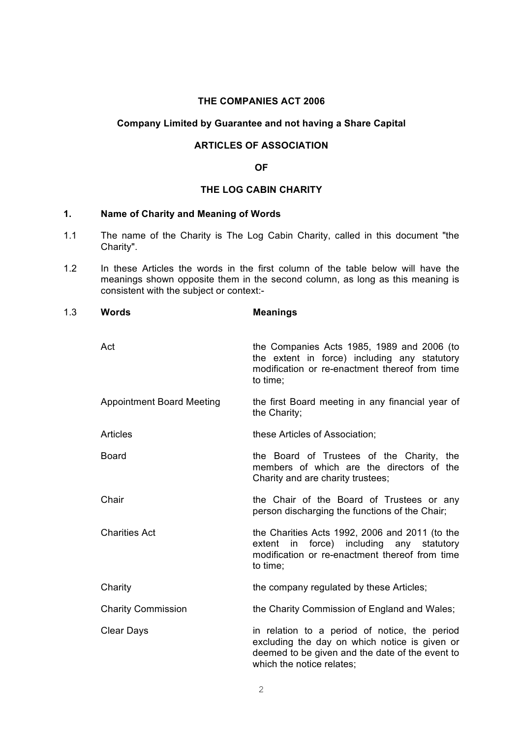**THE COMPANIES ACT 2006**

**Company Limited by Guarantee and not having a Share Capital**

**ARTICLES OF ASSOCIATION**

**OF**

**THE LOG CABIN CHARITY**

## 1. Name of Charity and Meaning of Words

1.1 The name of the Charity is The Log Cabin Charity, called in this document "the Charity".

1.2 In these Articles the words in the first column of the table below will have the meanings shown opposite them in the second column, as long as this meaning is consistent with the subject or context:-

1.3

| **Words** | **Meanings** |
|---|---|
| Act | the Companies Acts 1985, 1989 and 2006 (to the extent in force) including any statutory modification or re-enactment thereof from time to time; |
| Appointment Board Meeting | the first Board meeting in any financial year of the Charity; |
| Articles | these Articles of Association; |
| Board | the Board of Trustees of the Charity, the members of which are the directors of the Charity and are charity trustees; |
| Chair | the Chair of the Board of Trustees or any person discharging the functions of the Chair; |
| Charities Act | the Charities Acts 1992, 2006 and 2011 (to the extent in force) including any statutory modification or re-enactment thereof from time to time; |
| Charity | the company regulated by these Articles; |
| Charity Commission | the Charity Commission of England and Wales; |
| Clear Days | in relation to a period of notice, the period excluding the day on which notice is given or deemed to be given and the date of the event to which the notice relates; |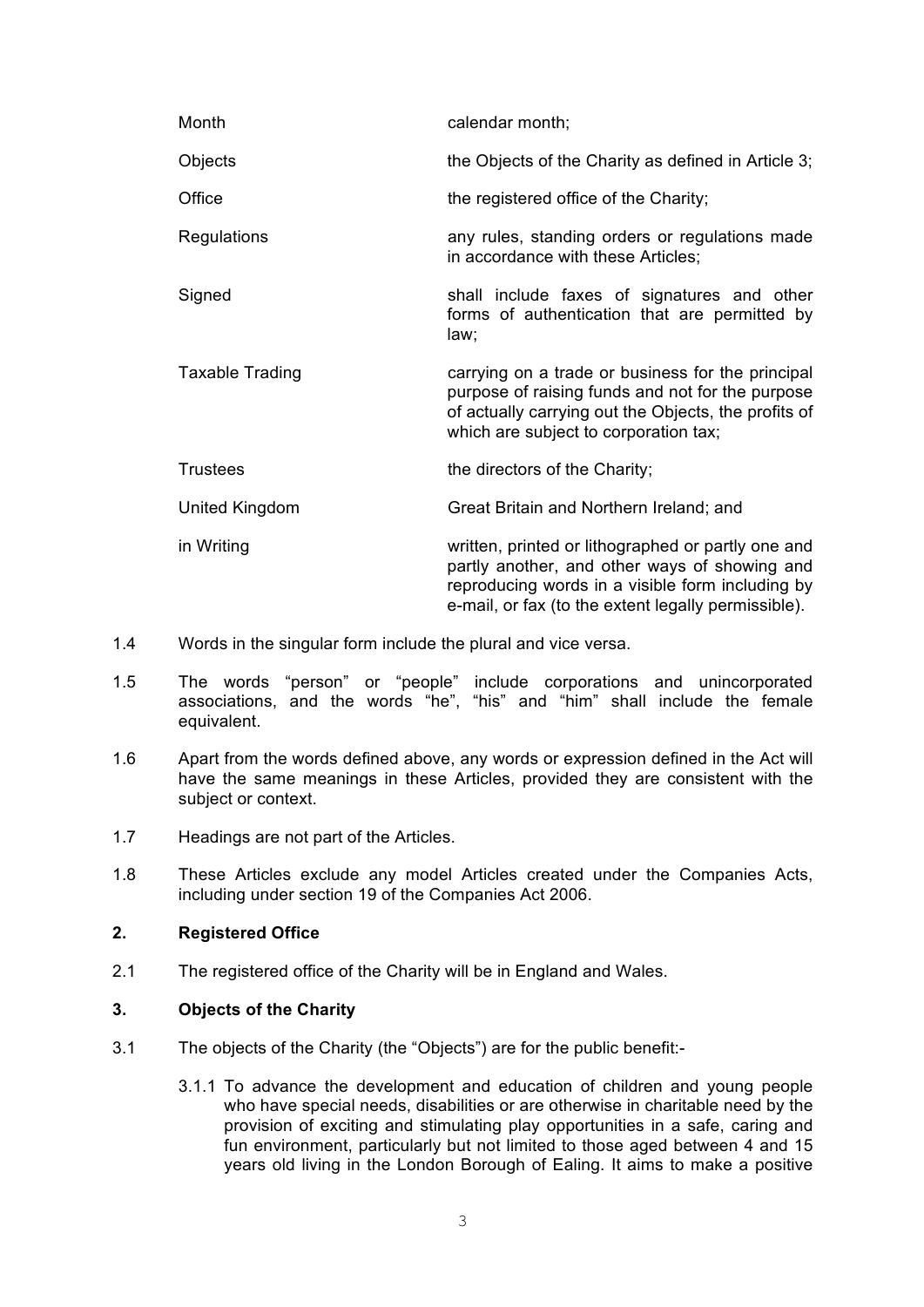| | |
|---|---|
| Month | calendar month; |
| Objects | the Objects of the Charity as defined in Article 3; |
| Office | the registered office of the Charity; |
| Regulations | any rules, standing orders or regulations made in accordance with these Articles; |
| Signed | shall include faxes of signatures and other forms of authentication that are permitted by law; |
| Taxable Trading | carrying on a trade or business for the principal purpose of raising funds and not for the purpose of actually carrying out the Objects, the profits of which are subject to corporation tax; |
| Trustees | the directors of the Charity; |
| United Kingdom | Great Britain and Northern Ireland; and |
| in Writing | written, printed or lithographed or partly one and partly another, and other ways of showing and reproducing words in a visible form including by e-mail, or fax (to the extent legally permissible). |

1.4 Words in the singular form include the plural and vice versa.

1.5 The words "person" or "people" include corporations and unincorporated associations, and the words "he", "his" and "him" shall include the female equivalent.

1.6 Apart from the words defined above, any words or expression defined in the Act will have the same meanings in these Articles, provided they are consistent with the subject or context.

1.7 Headings are not part of the Articles.

1.8 These Articles exclude any model Articles created under the Companies Acts, including under section 19 of the Companies Act 2006.

## 2. Registered Office

2.1 The registered office of the Charity will be in England and Wales.

## 3. Objects of the Charity

3.1 The objects of the Charity (the "Objects") are for the public benefit:-

3.1.1 To advance the development and education of children and young people who have special needs, disabilities or are otherwise in charitable need by the provision of exciting and stimulating play opportunities in a safe, caring and fun environment, particularly but not limited to those aged between 4 and 15 years old living in the London Borough of Ealing. It aims to make a positive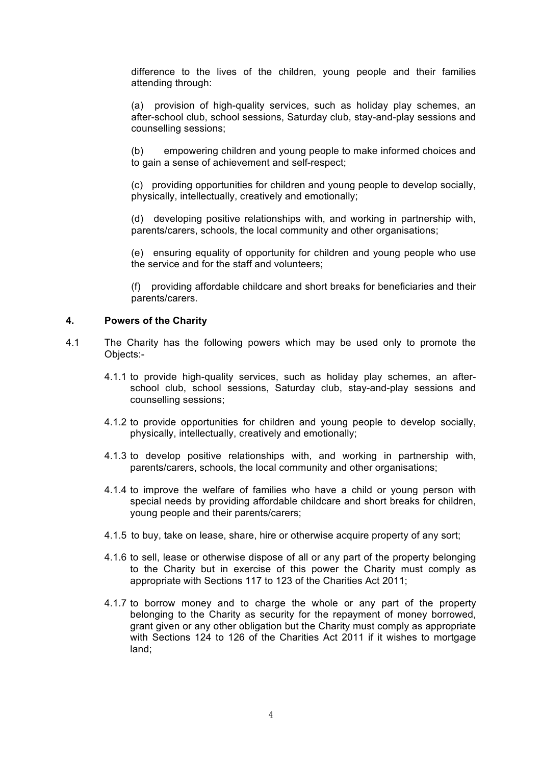difference to the lives of the children, young people and their families attending through:

(a) provision of high-quality services, such as holiday play schemes, an after-school club, school sessions, Saturday club, stay-and-play sessions and counselling sessions;

(b) empowering children and young people to make informed choices and to gain a sense of achievement and self-respect;

(c) providing opportunities for children and young people to develop socially, physically, intellectually, creatively and emotionally;

(d) developing positive relationships with, and working in partnership with, parents/carers, schools, the local community and other organisations;

(e) ensuring equality of opportunity for children and young people who use the service and for the staff and volunteers;

(f) providing affordable childcare and short breaks for beneficiaries and their parents/carers.

**4. Powers of the Charity**

4.1 The Charity has the following powers which may be used only to promote the Objects:-

4.1.1 to provide high-quality services, such as holiday play schemes, an after-school club, school sessions, Saturday club, stay-and-play sessions and counselling sessions;

4.1.2 to provide opportunities for children and young people to develop socially, physically, intellectually, creatively and emotionally;

4.1.3 to develop positive relationships with, and working in partnership with, parents/carers, schools, the local community and other organisations;

4.1.4 to improve the welfare of families who have a child or young person with special needs by providing affordable childcare and short breaks for children, young people and their parents/carers;

4.1.5 to buy, take on lease, share, hire or otherwise acquire property of any sort;

4.1.6 to sell, lease or otherwise dispose of all or any part of the property belonging to the Charity but in exercise of this power the Charity must comply as appropriate with Sections 117 to 123 of the Charities Act 2011;

4.1.7 to borrow money and to charge the whole or any part of the property belonging to the Charity as security for the repayment of money borrowed, grant given or any other obligation but the Charity must comply as appropriate with Sections 124 to 126 of the Charities Act 2011 if it wishes to mortgage land;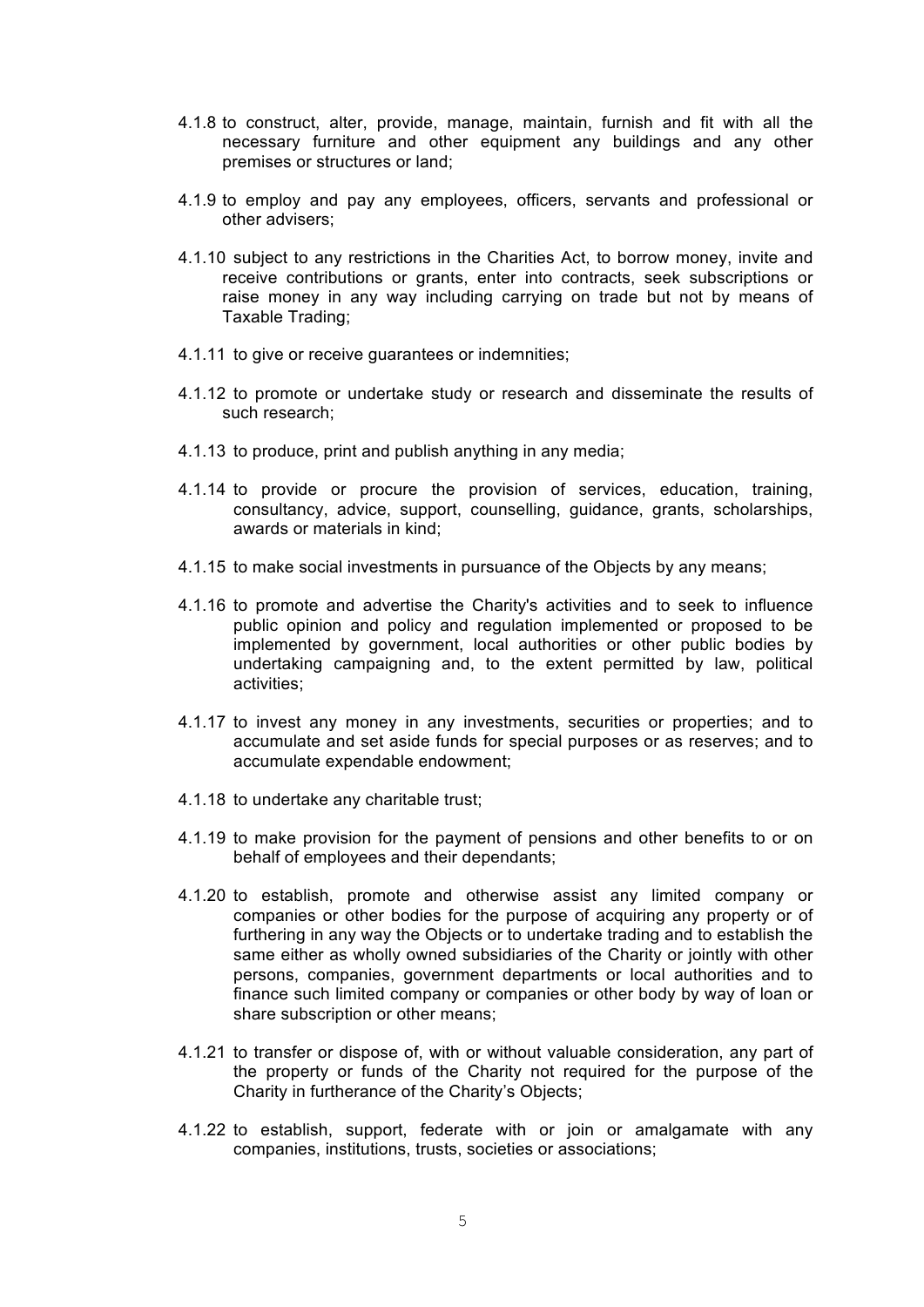4.1.8 to construct, alter, provide, manage, maintain, furnish and fit with all the necessary furniture and other equipment any buildings and any other premises or structures or land;

4.1.9 to employ and pay any employees, officers, servants and professional or other advisers;

4.1.10 subject to any restrictions in the Charities Act, to borrow money, invite and receive contributions or grants, enter into contracts, seek subscriptions or raise money in any way including carrying on trade but not by means of Taxable Trading;

4.1.11 to give or receive guarantees or indemnities;

4.1.12 to promote or undertake study or research and disseminate the results of such research;

4.1.13 to produce, print and publish anything in any media;

4.1.14 to provide or procure the provision of services, education, training, consultancy, advice, support, counselling, guidance, grants, scholarships, awards or materials in kind;

4.1.15 to make social investments in pursuance of the Objects by any means;

4.1.16 to promote and advertise the Charity's activities and to seek to influence public opinion and policy and regulation implemented or proposed to be implemented by government, local authorities or other public bodies by undertaking campaigning and, to the extent permitted by law, political activities;

4.1.17 to invest any money in any investments, securities or properties; and to accumulate and set aside funds for special purposes or as reserves; and to accumulate expendable endowment;

4.1.18 to undertake any charitable trust;

4.1.19 to make provision for the payment of pensions and other benefits to or on behalf of employees and their dependants;

4.1.20 to establish, promote and otherwise assist any limited company or companies or other bodies for the purpose of acquiring any property or of furthering in any way the Objects or to undertake trading and to establish the same either as wholly owned subsidiaries of the Charity or jointly with other persons, companies, government departments or local authorities and to finance such limited company or companies or other body by way of loan or share subscription or other means;

4.1.21 to transfer or dispose of, with or without valuable consideration, any part of the property or funds of the Charity not required for the purpose of the Charity in furtherance of the Charity's Objects;

4.1.22 to establish, support, federate with or join or amalgamate with any companies, institutions, trusts, societies or associations;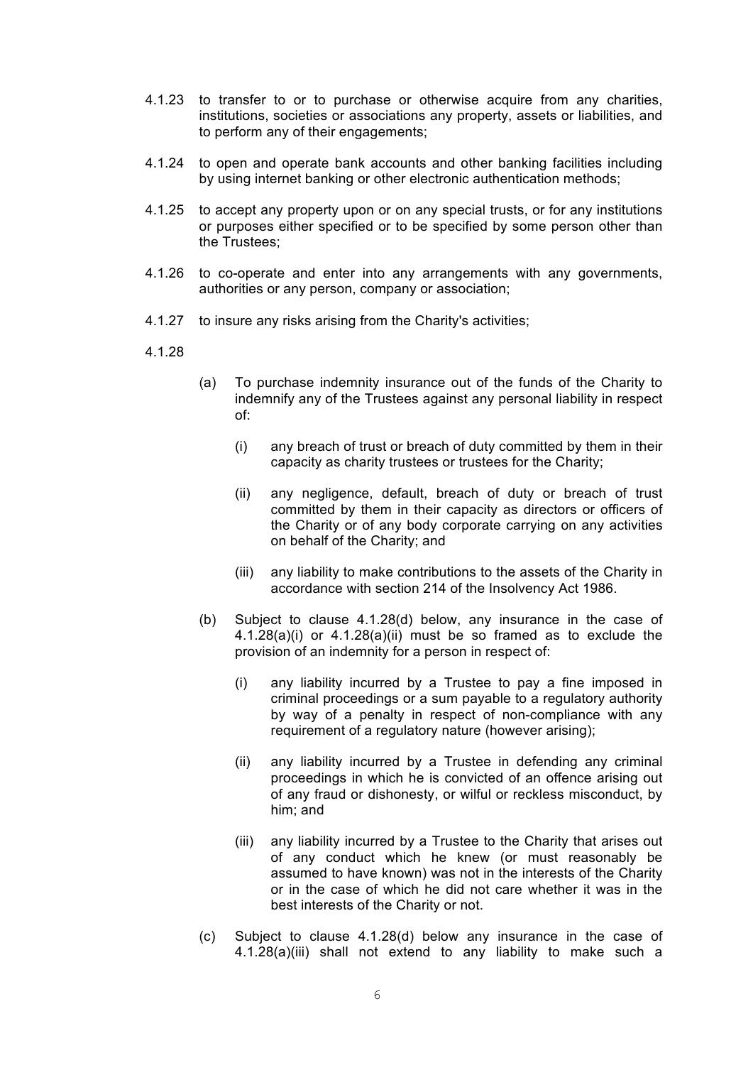4.1.23 to transfer to or to purchase or otherwise acquire from any charities, institutions, societies or associations any property, assets or liabilities, and to perform any of their engagements;

4.1.24 to open and operate bank accounts and other banking facilities including by using internet banking or other electronic authentication methods;

4.1.25 to accept any property upon or on any special trusts, or for any institutions or purposes either specified or to be specified by some person other than the Trustees;

4.1.26 to co-operate and enter into any arrangements with any governments, authorities or any person, company or association;

4.1.27 to insure any risks arising from the Charity's activities;

4.1.28

(a) To purchase indemnity insurance out of the funds of the Charity to indemnify any of the Trustees against any personal liability in respect of:

(i) any breach of trust or breach of duty committed by them in their capacity as charity trustees or trustees for the Charity;

(ii) any negligence, default, breach of duty or breach of trust committed by them in their capacity as directors or officers of the Charity or of any body corporate carrying on any activities on behalf of the Charity; and

(iii) any liability to make contributions to the assets of the Charity in accordance with section 214 of the Insolvency Act 1986.

(b) Subject to clause 4.1.28(d) below, any insurance in the case of 4.1.28(a)(i) or 4.1.28(a)(ii) must be so framed as to exclude the provision of an indemnity for a person in respect of:

(i) any liability incurred by a Trustee to pay a fine imposed in criminal proceedings or a sum payable to a regulatory authority by way of a penalty in respect of non-compliance with any requirement of a regulatory nature (however arising);

(ii) any liability incurred by a Trustee in defending any criminal proceedings in which he is convicted of an offence arising out of any fraud or dishonesty, or wilful or reckless misconduct, by him; and

(iii) any liability incurred by a Trustee to the Charity that arises out of any conduct which he knew (or must reasonably be assumed to have known) was not in the interests of the Charity or in the case of which he did not care whether it was in the best interests of the Charity or not.

(c) Subject to clause 4.1.28(d) below any insurance in the case of 4.1.28(a)(iii) shall not extend to any liability to make such a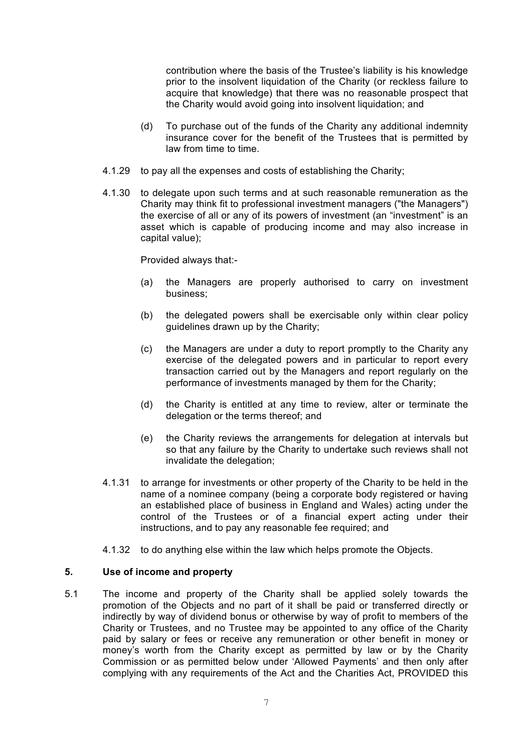contribution where the basis of the Trustee's liability is his knowledge prior to the insolvent liquidation of the Charity (or reckless failure to acquire that knowledge) that there was no reasonable prospect that the Charity would avoid going into insolvent liquidation; and

(d) To purchase out of the funds of the Charity any additional indemnity insurance cover for the benefit of the Trustees that is permitted by law from time to time.

4.1.29 to pay all the expenses and costs of establishing the Charity;

4.1.30 to delegate upon such terms and at such reasonable remuneration as the Charity may think fit to professional investment managers ("the Managers") the exercise of all or any of its powers of investment (an "investment" is an asset which is capable of producing income and may also increase in capital value);

Provided always that:-

(a) the Managers are properly authorised to carry on investment business;

(b) the delegated powers shall be exercisable only within clear policy guidelines drawn up by the Charity;

(c) the Managers are under a duty to report promptly to the Charity any exercise of the delegated powers and in particular to report every transaction carried out by the Managers and report regularly on the performance of investments managed by them for the Charity;

(d) the Charity is entitled at any time to review, alter or terminate the delegation or the terms thereof; and

(e) the Charity reviews the arrangements for delegation at intervals but so that any failure by the Charity to undertake such reviews shall not invalidate the delegation;

4.1.31 to arrange for investments or other property of the Charity to be held in the name of a nominee company (being a corporate body registered or having an established place of business in England and Wales) acting under the control of the Trustees or of a financial expert acting under their instructions, and to pay any reasonable fee required; and

4.1.32 to do anything else within the law which helps promote the Objects.

## 5. Use of income and property

5.1 The income and property of the Charity shall be applied solely towards the promotion of the Objects and no part of it shall be paid or transferred directly or indirectly by way of dividend bonus or otherwise by way of profit to members of the Charity or Trustees, and no Trustee may be appointed to any office of the Charity paid by salary or fees or receive any remuneration or other benefit in money or money's worth from the Charity except as permitted by law or by the Charity Commission or as permitted below under 'Allowed Payments' and then only after complying with any requirements of the Act and the Charities Act, PROVIDED this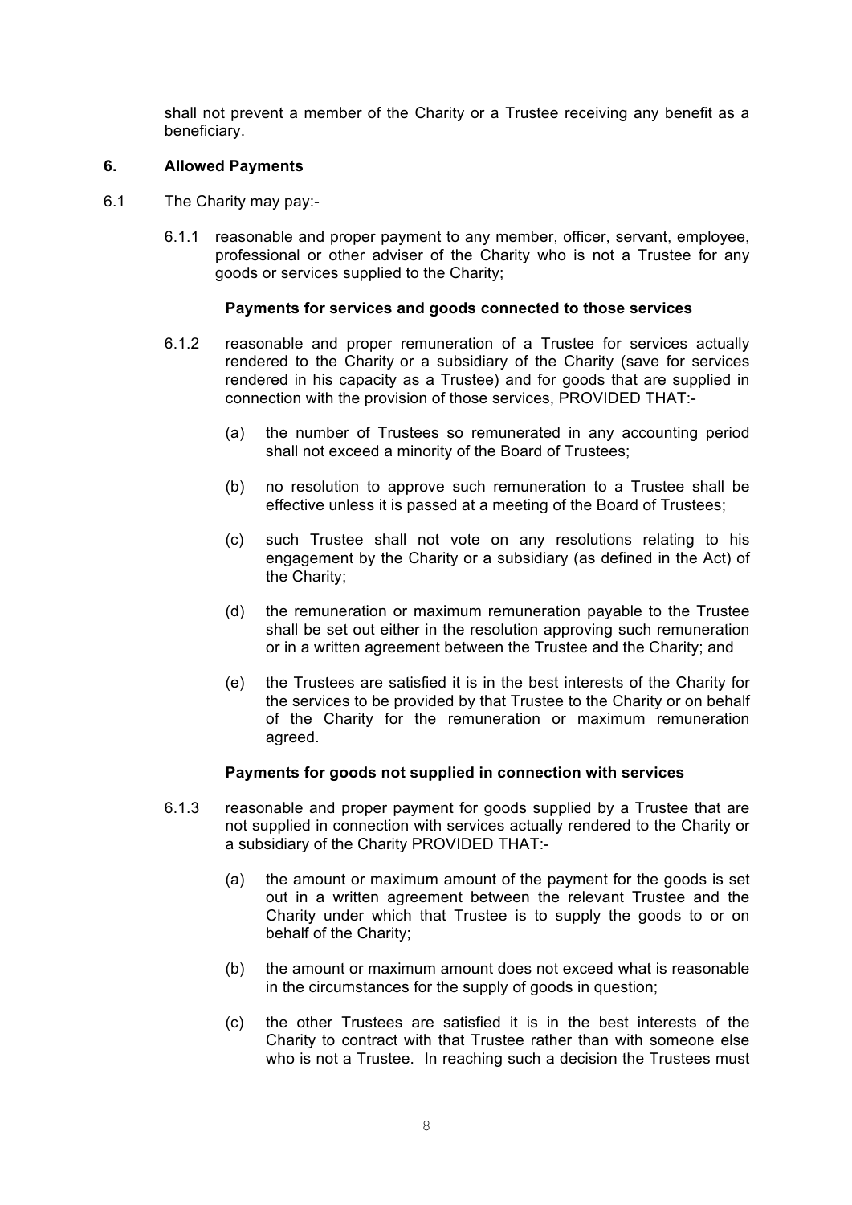shall not prevent a member of the Charity or a Trustee receiving any benefit as a beneficiary.

## 6. Allowed Payments

6.1 The Charity may pay:-

6.1.1 reasonable and proper payment to any member, officer, servant, employee, professional or other adviser of the Charity who is not a Trustee for any goods or services supplied to the Charity;

**Payments for services and goods connected to those services**

6.1.2 reasonable and proper remuneration of a Trustee for services actually rendered to the Charity or a subsidiary of the Charity (save for services rendered in his capacity as a Trustee) and for goods that are supplied in connection with the provision of those services, PROVIDED THAT:-

(a) the number of Trustees so remunerated in any accounting period shall not exceed a minority of the Board of Trustees;

(b) no resolution to approve such remuneration to a Trustee shall be effective unless it is passed at a meeting of the Board of Trustees;

(c) such Trustee shall not vote on any resolutions relating to his engagement by the Charity or a subsidiary (as defined in the Act) of the Charity;

(d) the remuneration or maximum remuneration payable to the Trustee shall be set out either in the resolution approving such remuneration or in a written agreement between the Trustee and the Charity; and

(e) the Trustees are satisfied it is in the best interests of the Charity for the services to be provided by that Trustee to the Charity or on behalf of the Charity for the remuneration or maximum remuneration agreed.

**Payments for goods not supplied in connection with services**

6.1.3 reasonable and proper payment for goods supplied by a Trustee that are not supplied in connection with services actually rendered to the Charity or a subsidiary of the Charity PROVIDED THAT:-

(a) the amount or maximum amount of the payment for the goods is set out in a written agreement between the relevant Trustee and the Charity under which that Trustee is to supply the goods to or on behalf of the Charity;

(b) the amount or maximum amount does not exceed what is reasonable in the circumstances for the supply of goods in question;

(c) the other Trustees are satisfied it is in the best interests of the Charity to contract with that Trustee rather than with someone else who is not a Trustee. In reaching such a decision the Trustees must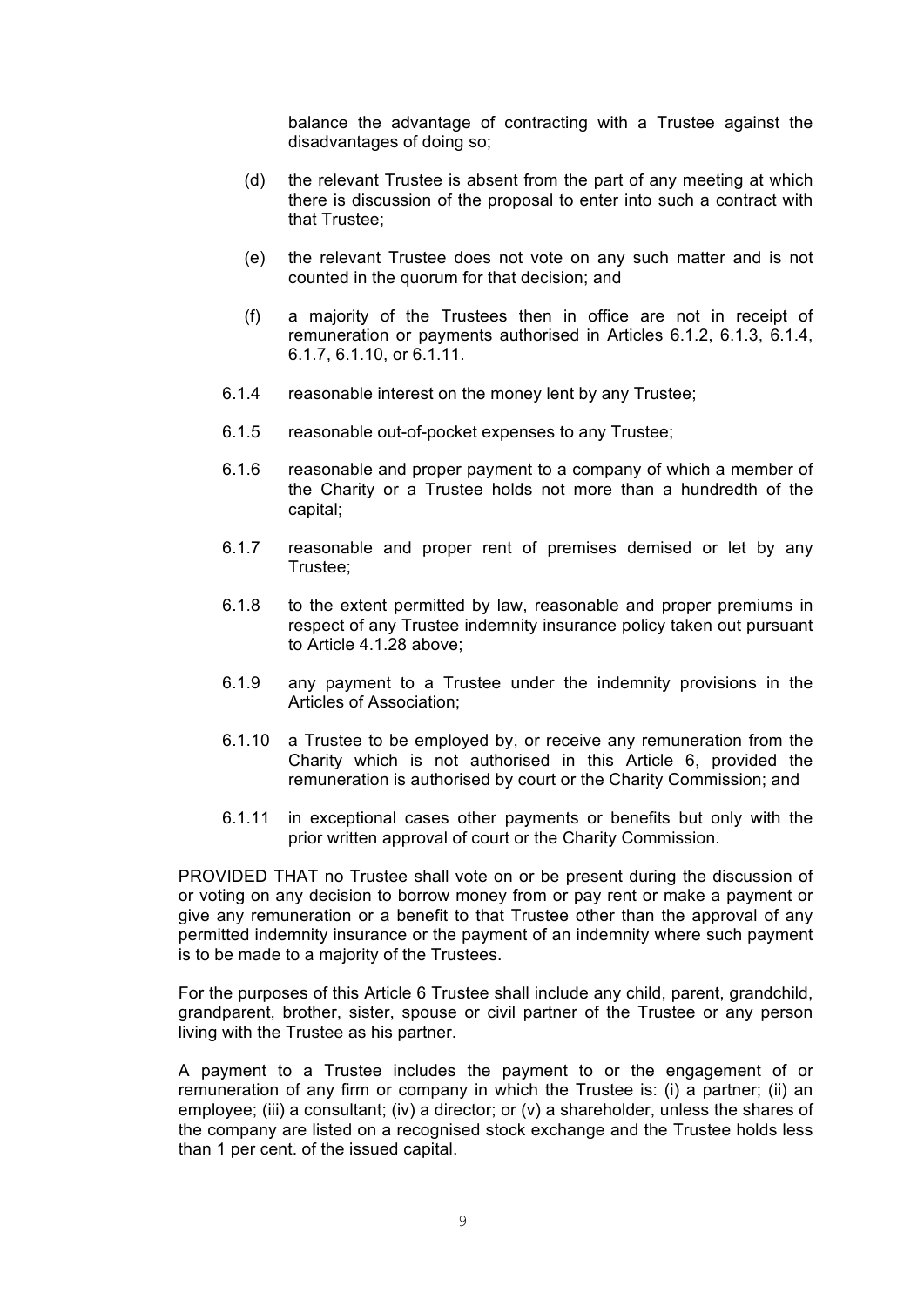balance the advantage of contracting with a Trustee against the disadvantages of doing so;

(d) the relevant Trustee is absent from the part of any meeting at which there is discussion of the proposal to enter into such a contract with that Trustee;

(e) the relevant Trustee does not vote on any such matter and is not counted in the quorum for that decision; and

(f) a majority of the Trustees then in office are not in receipt of remuneration or payments authorised in Articles 6.1.2, 6.1.3, 6.1.4, 6.1.7, 6.1.10, or 6.1.11.

6.1.4 reasonable interest on the money lent by any Trustee;

6.1.5 reasonable out-of-pocket expenses to any Trustee;

6.1.6 reasonable and proper payment to a company of which a member of the Charity or a Trustee holds not more than a hundredth of the capital;

6.1.7 reasonable and proper rent of premises demised or let by any Trustee;

6.1.8 to the extent permitted by law, reasonable and proper premiums in respect of any Trustee indemnity insurance policy taken out pursuant to Article 4.1.28 above;

6.1.9 any payment to a Trustee under the indemnity provisions in the Articles of Association;

6.1.10 a Trustee to be employed by, or receive any remuneration from the Charity which is not authorised in this Article 6, provided the remuneration is authorised by court or the Charity Commission; and

6.1.11 in exceptional cases other payments or benefits but only with the prior written approval of court or the Charity Commission.

PROVIDED THAT no Trustee shall vote on or be present during the discussion of or voting on any decision to borrow money from or pay rent or make a payment or give any remuneration or a benefit to that Trustee other than the approval of any permitted indemnity insurance or the payment of an indemnity where such payment is to be made to a majority of the Trustees.

For the purposes of this Article 6 Trustee shall include any child, parent, grandchild, grandparent, brother, sister, spouse or civil partner of the Trustee or any person living with the Trustee as his partner.

A payment to a Trustee includes the payment to or the engagement of or remuneration of any firm or company in which the Trustee is: (i) a partner; (ii) an employee; (iii) a consultant; (iv) a director; or (v) a shareholder, unless the shares of the company are listed on a recognised stock exchange and the Trustee holds less than 1 per cent. of the issued capital.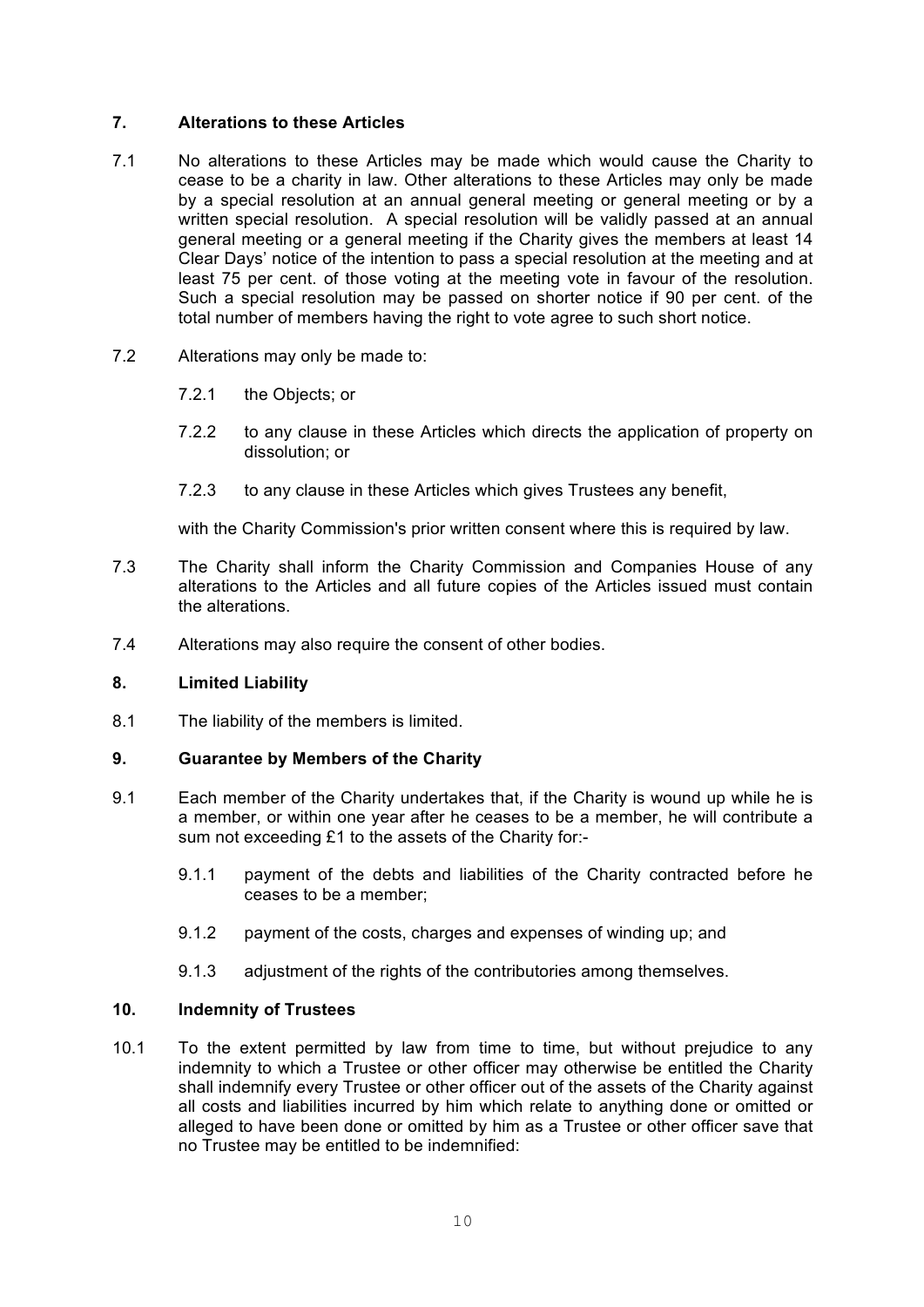## 7. Alterations to these Articles

7.1 No alterations to these Articles may be made which would cause the Charity to cease to be a charity in law. Other alterations to these Articles may only be made by a special resolution at an annual general meeting or general meeting or by a written special resolution. A special resolution will be validly passed at an annual general meeting or a general meeting if the Charity gives the members at least 14 Clear Days' notice of the intention to pass a special resolution at the meeting and at least 75 per cent. of those voting at the meeting vote in favour of the resolution. Such a special resolution may be passed on shorter notice if 90 per cent. of the total number of members having the right to vote agree to such short notice.

7.2 Alterations may only be made to:

7.2.1 the Objects; or

7.2.2 to any clause in these Articles which directs the application of property on dissolution; or

7.2.3 to any clause in these Articles which gives Trustees any benefit,

with the Charity Commission's prior written consent where this is required by law.

7.3 The Charity shall inform the Charity Commission and Companies House of any alterations to the Articles and all future copies of the Articles issued must contain the alterations.

7.4 Alterations may also require the consent of other bodies.

## 8. Limited Liability

8.1 The liability of the members is limited.

## 9. Guarantee by Members of the Charity

9.1 Each member of the Charity undertakes that, if the Charity is wound up while he is a member, or within one year after he ceases to be a member, he will contribute a sum not exceeding £1 to the assets of the Charity for:-

9.1.1 payment of the debts and liabilities of the Charity contracted before he ceases to be a member;

9.1.2 payment of the costs, charges and expenses of winding up; and

9.1.3 adjustment of the rights of the contributories among themselves.

## 10. Indemnity of Trustees

10.1 To the extent permitted by law from time to time, but without prejudice to any indemnity to which a Trustee or other officer may otherwise be entitled the Charity shall indemnify every Trustee or other officer out of the assets of the Charity against all costs and liabilities incurred by him which relate to anything done or omitted or alleged to have been done or omitted by him as a Trustee or other officer save that no Trustee may be entitled to be indemnified: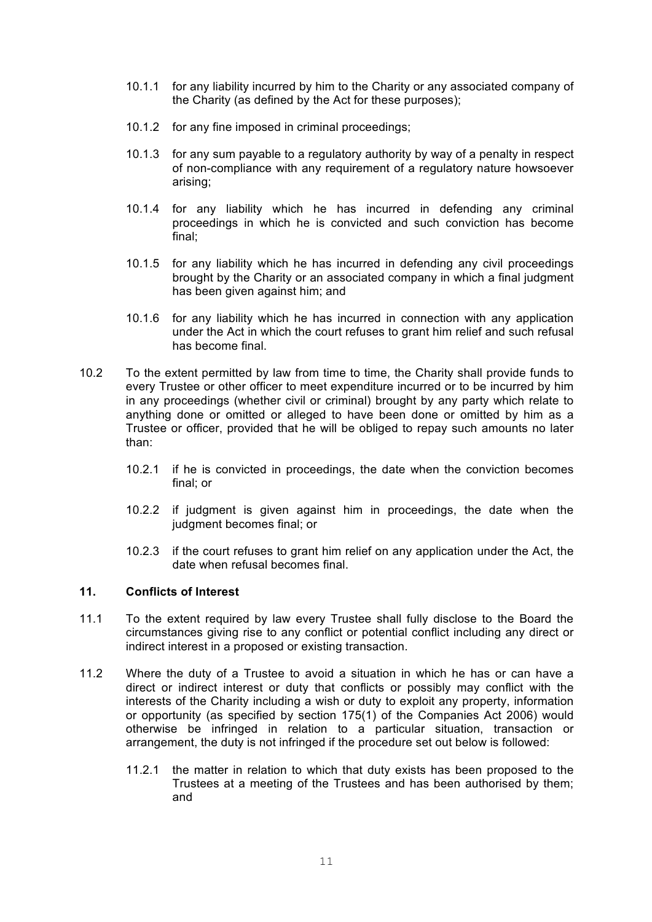10.1.1 for any liability incurred by him to the Charity or any associated company of the Charity (as defined by the Act for these purposes);

10.1.2 for any fine imposed in criminal proceedings;

10.1.3 for any sum payable to a regulatory authority by way of a penalty in respect of non-compliance with any requirement of a regulatory nature howsoever arising;

10.1.4 for any liability which he has incurred in defending any criminal proceedings in which he is convicted and such conviction has become final;

10.1.5 for any liability which he has incurred in defending any civil proceedings brought by the Charity or an associated company in which a final judgment has been given against him; and

10.1.6 for any liability which he has incurred in connection with any application under the Act in which the court refuses to grant him relief and such refusal has become final.

10.2 To the extent permitted by law from time to time, the Charity shall provide funds to every Trustee or other officer to meet expenditure incurred or to be incurred by him in any proceedings (whether civil or criminal) brought by any party which relate to anything done or omitted or alleged to have been done or omitted by him as a Trustee or officer, provided that he will be obliged to repay such amounts no later than:

10.2.1 if he is convicted in proceedings, the date when the conviction becomes final; or

10.2.2 if judgment is given against him in proceedings, the date when the judgment becomes final; or

10.2.3 if the court refuses to grant him relief on any application under the Act, the date when refusal becomes final.

## 11. Conflicts of Interest

11.1 To the extent required by law every Trustee shall fully disclose to the Board the circumstances giving rise to any conflict or potential conflict including any direct or indirect interest in a proposed or existing transaction.

11.2 Where the duty of a Trustee to avoid a situation in which he has or can have a direct or indirect interest or duty that conflicts or possibly may conflict with the interests of the Charity including a wish or duty to exploit any property, information or opportunity (as specified by section 175(1) of the Companies Act 2006) would otherwise be infringed in relation to a particular situation, transaction or arrangement, the duty is not infringed if the procedure set out below is followed:

11.2.1 the matter in relation to which that duty exists has been proposed to the Trustees at a meeting of the Trustees and has been authorised by them; and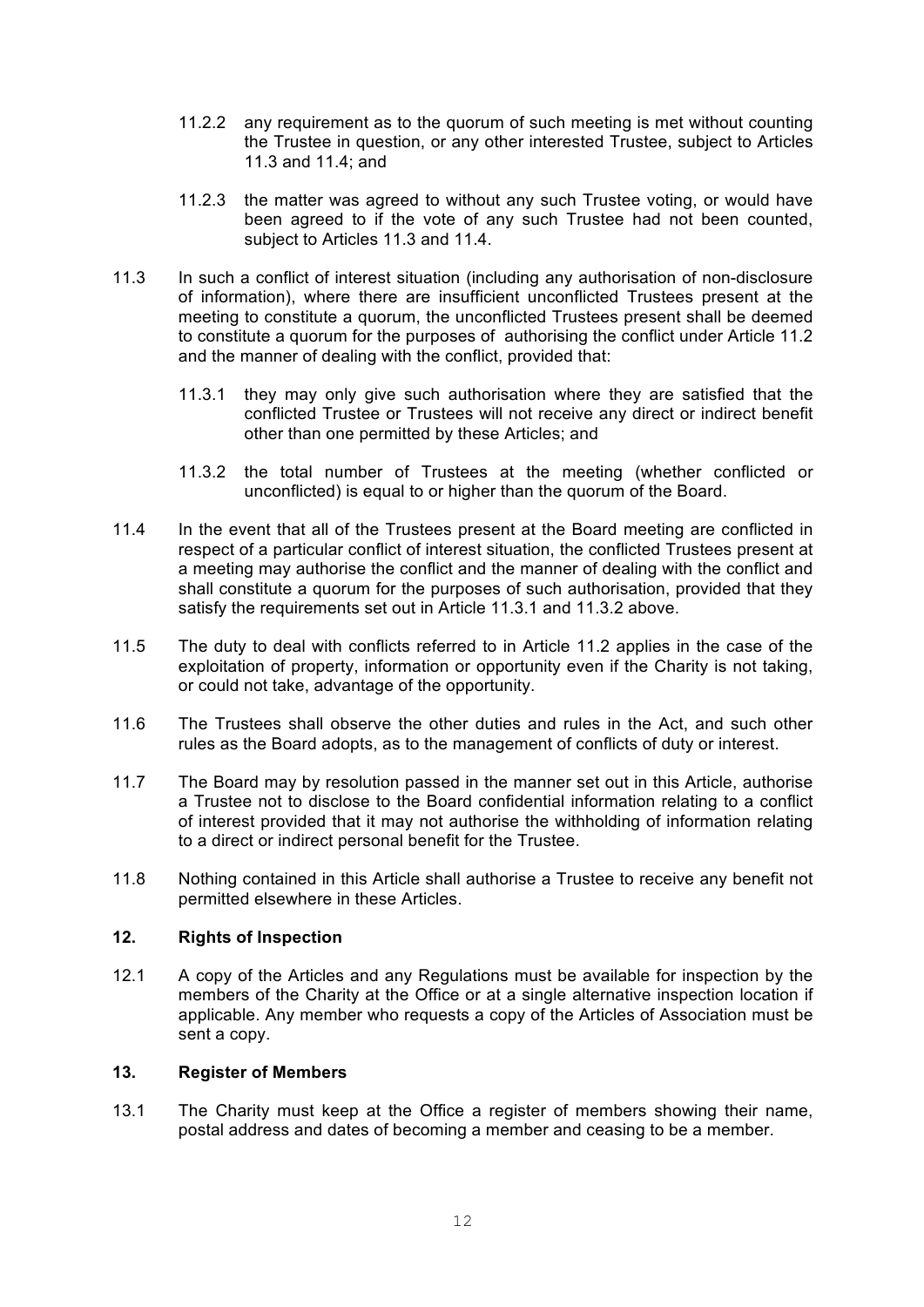11.2.2 any requirement as to the quorum of such meeting is met without counting the Trustee in question, or any other interested Trustee, subject to Articles 11.3 and 11.4; and

11.2.3 the matter was agreed to without any such Trustee voting, or would have been agreed to if the vote of any such Trustee had not been counted, subject to Articles 11.3 and 11.4.

11.3 In such a conflict of interest situation (including any authorisation of non-disclosure of information), where there are insufficient unconflicted Trustees present at the meeting to constitute a quorum, the unconflicted Trustees present shall be deemed to constitute a quorum for the purposes of authorising the conflict under Article 11.2 and the manner of dealing with the conflict, provided that:

11.3.1 they may only give such authorisation where they are satisfied that the conflicted Trustee or Trustees will not receive any direct or indirect benefit other than one permitted by these Articles; and

11.3.2 the total number of Trustees at the meeting (whether conflicted or unconflicted) is equal to or higher than the quorum of the Board.

11.4 In the event that all of the Trustees present at the Board meeting are conflicted in respect of a particular conflict of interest situation, the conflicted Trustees present at a meeting may authorise the conflict and the manner of dealing with the conflict and shall constitute a quorum for the purposes of such authorisation, provided that they satisfy the requirements set out in Article 11.3.1 and 11.3.2 above.

11.5 The duty to deal with conflicts referred to in Article 11.2 applies in the case of the exploitation of property, information or opportunity even if the Charity is not taking, or could not take, advantage of the opportunity.

11.6 The Trustees shall observe the other duties and rules in the Act, and such other rules as the Board adopts, as to the management of conflicts of duty or interest.

11.7 The Board may by resolution passed in the manner set out in this Article, authorise a Trustee not to disclose to the Board confidential information relating to a conflict of interest provided that it may not authorise the withholding of information relating to a direct or indirect personal benefit for the Trustee.

11.8 Nothing contained in this Article shall authorise a Trustee to receive any benefit not permitted elsewhere in these Articles.

## 12. Rights of Inspection

12.1 A copy of the Articles and any Regulations must be available for inspection by the members of the Charity at the Office or at a single alternative inspection location if applicable. Any member who requests a copy of the Articles of Association must be sent a copy.

## 13. Register of Members

13.1 The Charity must keep at the Office a register of members showing their name, postal address and dates of becoming a member and ceasing to be a member.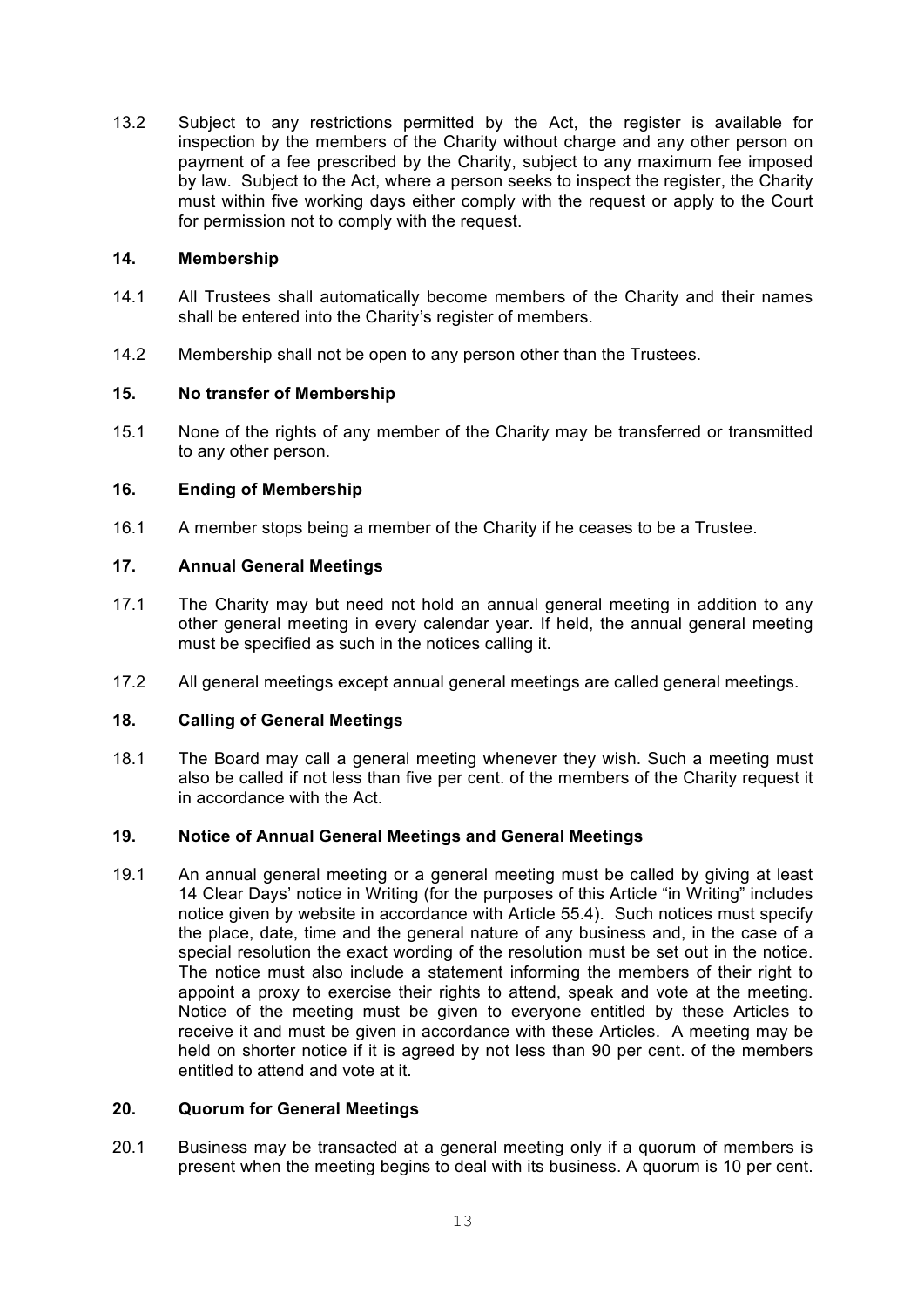13.2 Subject to any restrictions permitted by the Act, the register is available for inspection by the members of the Charity without charge and any other person on payment of a fee prescribed by the Charity, subject to any maximum fee imposed by law. Subject to the Act, where a person seeks to inspect the register, the Charity must within five working days either comply with the request or apply to the Court for permission not to comply with the request.

### 14. Membership

14.1 All Trustees shall automatically become members of the Charity and their names shall be entered into the Charity's register of members.

14.2 Membership shall not be open to any person other than the Trustees.

### 15. No transfer of Membership

15.1 None of the rights of any member of the Charity may be transferred or transmitted to any other person.

### 16. Ending of Membership

16.1 A member stops being a member of the Charity if he ceases to be a Trustee.

### 17. Annual General Meetings

17.1 The Charity may but need not hold an annual general meeting in addition to any other general meeting in every calendar year. If held, the annual general meeting must be specified as such in the notices calling it.

17.2 All general meetings except annual general meetings are called general meetings.

### 18. Calling of General Meetings

18.1 The Board may call a general meeting whenever they wish. Such a meeting must also be called if not less than five per cent. of the members of the Charity request it in accordance with the Act.

### 19. Notice of Annual General Meetings and General Meetings

19.1 An annual general meeting or a general meeting must be called by giving at least 14 Clear Days' notice in Writing (for the purposes of this Article "in Writing" includes notice given by website in accordance with Article 55.4). Such notices must specify the place, date, time and the general nature of any business and, in the case of a special resolution the exact wording of the resolution must be set out in the notice. The notice must also include a statement informing the members of their right to appoint a proxy to exercise their rights to attend, speak and vote at the meeting. Notice of the meeting must be given to everyone entitled by these Articles to receive it and must be given in accordance with these Articles. A meeting may be held on shorter notice if it is agreed by not less than 90 per cent. of the members entitled to attend and vote at it.

### 20. Quorum for General Meetings

20.1 Business may be transacted at a general meeting only if a quorum of members is present when the meeting begins to deal with its business. A quorum is 10 per cent.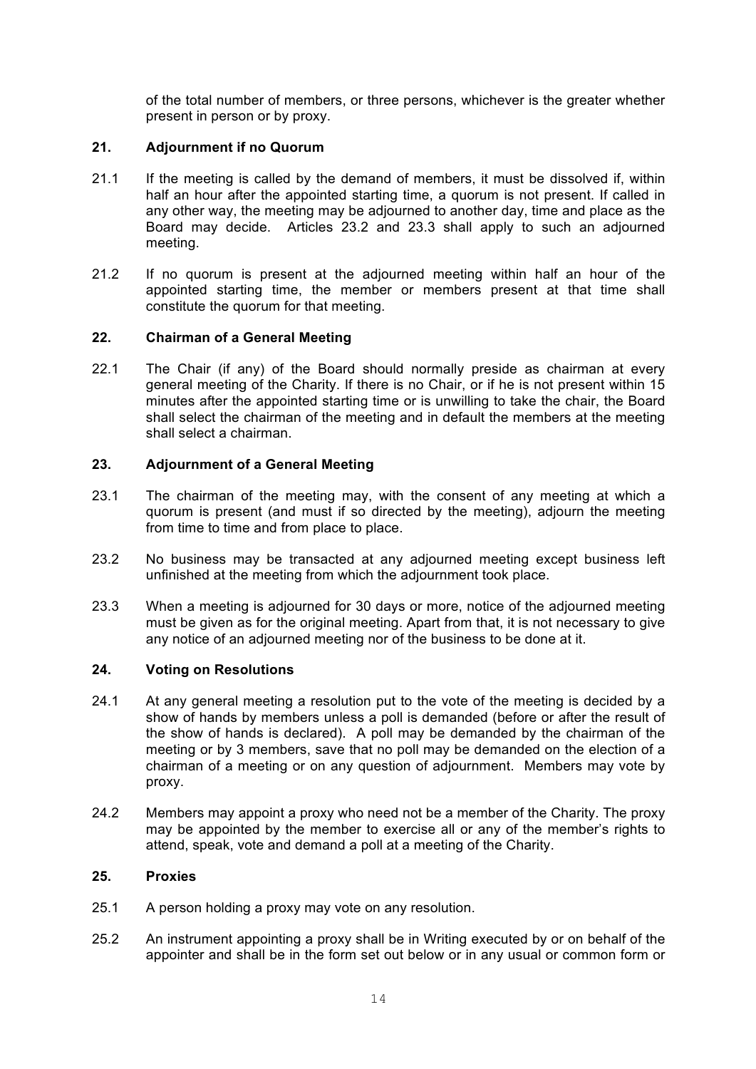of the total number of members, or three persons, whichever is the greater whether present in person or by proxy.

## 21. Adjournment if no Quorum

21.1 If the meeting is called by the demand of members, it must be dissolved if, within half an hour after the appointed starting time, a quorum is not present. If called in any other way, the meeting may be adjourned to another day, time and place as the Board may decide. Articles 23.2 and 23.3 shall apply to such an adjourned meeting.

21.2 If no quorum is present at the adjourned meeting within half an hour of the appointed starting time, the member or members present at that time shall constitute the quorum for that meeting.

## 22. Chairman of a General Meeting

22.1 The Chair (if any) of the Board should normally preside as chairman at every general meeting of the Charity. If there is no Chair, or if he is not present within 15 minutes after the appointed starting time or is unwilling to take the chair, the Board shall select the chairman of the meeting and in default the members at the meeting shall select a chairman.

## 23. Adjournment of a General Meeting

23.1 The chairman of the meeting may, with the consent of any meeting at which a quorum is present (and must if so directed by the meeting), adjourn the meeting from time to time and from place to place.

23.2 No business may be transacted at any adjourned meeting except business left unfinished at the meeting from which the adjournment took place.

23.3 When a meeting is adjourned for 30 days or more, notice of the adjourned meeting must be given as for the original meeting. Apart from that, it is not necessary to give any notice of an adjourned meeting nor of the business to be done at it.

## 24. Voting on Resolutions

24.1 At any general meeting a resolution put to the vote of the meeting is decided by a show of hands by members unless a poll is demanded (before or after the result of the show of hands is declared). A poll may be demanded by the chairman of the meeting or by 3 members, save that no poll may be demanded on the election of a chairman of a meeting or on any question of adjournment. Members may vote by proxy.

24.2 Members may appoint a proxy who need not be a member of the Charity. The proxy may be appointed by the member to exercise all or any of the member's rights to attend, speak, vote and demand a poll at a meeting of the Charity.

## 25. Proxies

25.1 A person holding a proxy may vote on any resolution.

25.2 An instrument appointing a proxy shall be in Writing executed by or on behalf of the appointer and shall be in the form set out below or in any usual or common form or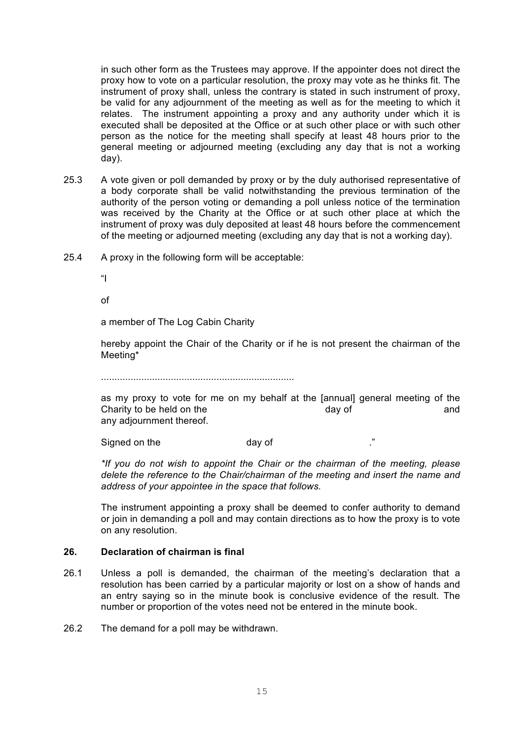in such other form as the Trustees may approve. If the appointer does not direct the proxy how to vote on a particular resolution, the proxy may vote as he thinks fit. The instrument of proxy shall, unless the contrary is stated in such instrument of proxy, be valid for any adjournment of the meeting as well as for the meeting to which it relates. The instrument appointing a proxy and any authority under which it is executed shall be deposited at the Office or at such other place or with such other person as the notice for the meeting shall specify at least 48 hours prior to the general meeting or adjourned meeting (excluding any day that is not a working day).

25.3 A vote given or poll demanded by proxy or by the duly authorised representative of a body corporate shall be valid notwithstanding the previous termination of the authority of the person voting or demanding a poll unless notice of the termination was received by the Charity at the Office or at such other place at which the instrument of proxy was duly deposited at least 48 hours before the commencement of the meeting or adjourned meeting (excluding any day that is not a working day).

25.4 A proxy in the following form will be acceptable:

"I

of

a member of The Log Cabin Charity

hereby appoint the Chair of the Charity or if he is not present the chairman of the Meeting*

.......................................................................

as my proxy to vote for me on my behalf at the [annual] general meeting of the Charity to be held on the day of and any adjournment thereof.

Signed on the day of ."

*\*If you do not wish to appoint the Chair or the chairman of the meeting, please delete the reference to the Chair/chairman of the meeting and insert the name and address of your appointee in the space that follows.*

The instrument appointing a proxy shall be deemed to confer authority to demand or join in demanding a poll and may contain directions as to how the proxy is to vote on any resolution.

### 26. Declaration of chairman is final

26.1 Unless a poll is demanded, the chairman of the meeting's declaration that a resolution has been carried by a particular majority or lost on a show of hands and an entry saying so in the minute book is conclusive evidence of the result. The number or proportion of the votes need not be entered in the minute book.

26.2 The demand for a poll may be withdrawn.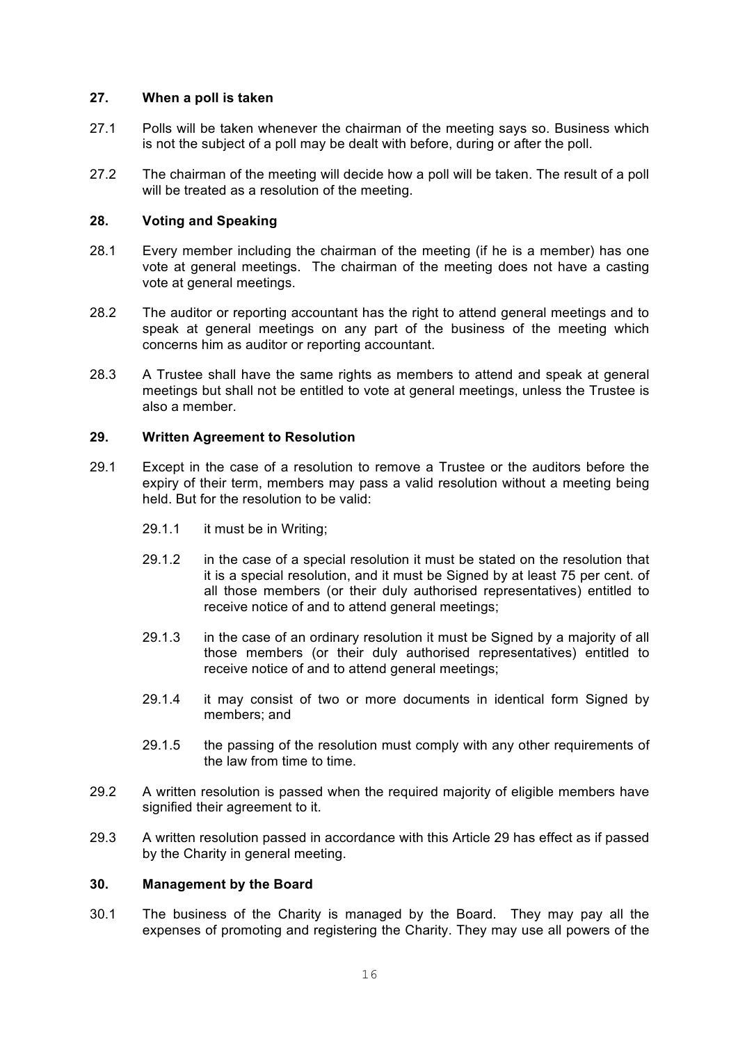## 27. When a poll is taken

27.1 Polls will be taken whenever the chairman of the meeting says so. Business which is not the subject of a poll may be dealt with before, during or after the poll.

27.2 The chairman of the meeting will decide how a poll will be taken. The result of a poll will be treated as a resolution of the meeting.

## 28. Voting and Speaking

28.1 Every member including the chairman of the meeting (if he is a member) has one vote at general meetings. The chairman of the meeting does not have a casting vote at general meetings.

28.2 The auditor or reporting accountant has the right to attend general meetings and to speak at general meetings on any part of the business of the meeting which concerns him as auditor or reporting accountant.

28.3 A Trustee shall have the same rights as members to attend and speak at general meetings but shall not be entitled to vote at general meetings, unless the Trustee is also a member.

## 29. Written Agreement to Resolution

29.1 Except in the case of a resolution to remove a Trustee or the auditors before the expiry of their term, members may pass a valid resolution without a meeting being held. But for the resolution to be valid:

- 29.1.1 it must be in Writing;
- 29.1.2 in the case of a special resolution it must be stated on the resolution that it is a special resolution, and it must be Signed by at least 75 per cent. of all those members (or their duly authorised representatives) entitled to receive notice of and to attend general meetings;
- 29.1.3 in the case of an ordinary resolution it must be Signed by a majority of all those members (or their duly authorised representatives) entitled to receive notice of and to attend general meetings;
- 29.1.4 it may consist of two or more documents in identical form Signed by members; and
- 29.1.5 the passing of the resolution must comply with any other requirements of the law from time to time.

29.2 A written resolution is passed when the required majority of eligible members have signified their agreement to it.

29.3 A written resolution passed in accordance with this Article 29 has effect as if passed by the Charity in general meeting.

## 30. Management by the Board

30.1 The business of the Charity is managed by the Board. They may pay all the expenses of promoting and registering the Charity. They may use all powers of the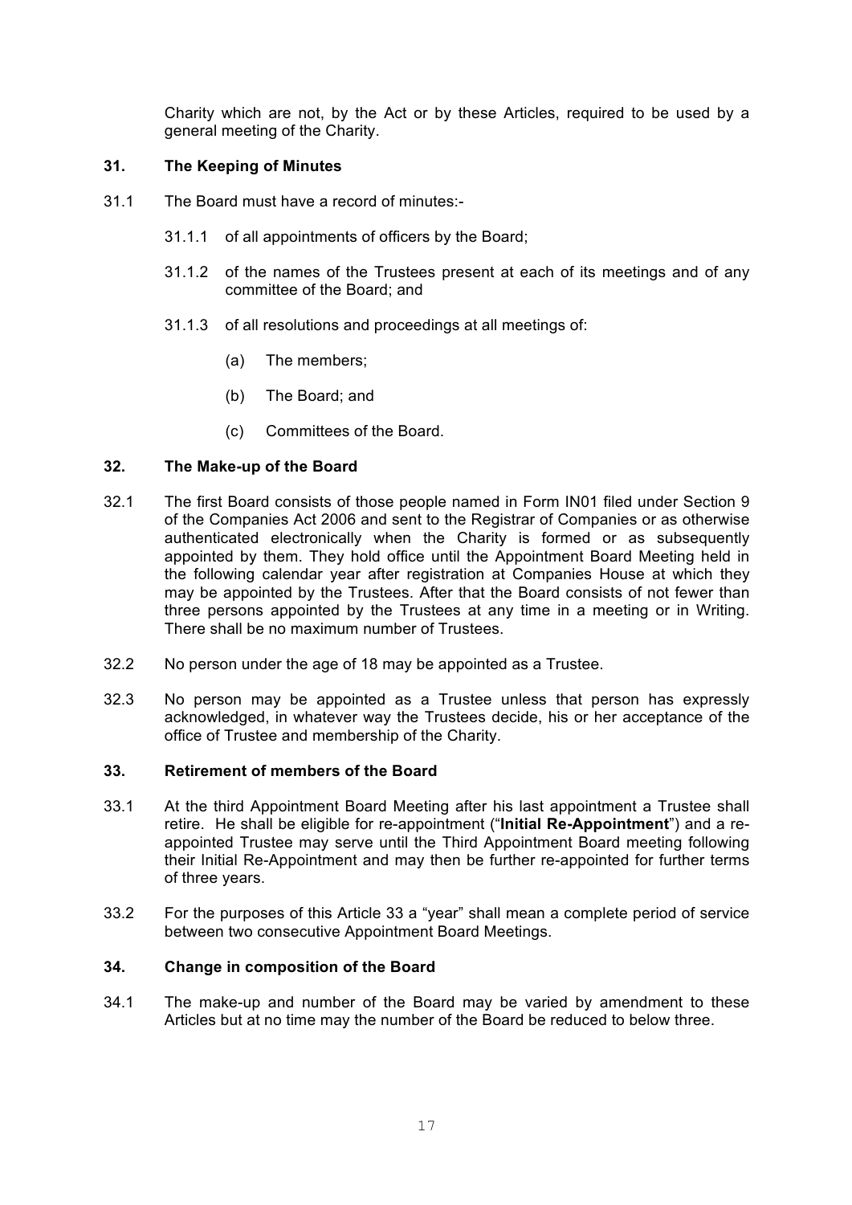Charity which are not, by the Act or by these Articles, required to be used by a general meeting of the Charity.

## 31. The Keeping of Minutes

31.1 The Board must have a record of minutes:-

31.1.1 of all appointments of officers by the Board;

31.1.2 of the names of the Trustees present at each of its meetings and of any committee of the Board; and

31.1.3 of all resolutions and proceedings at all meetings of:

(a) The members;

(b) The Board; and

(c) Committees of the Board.

## 32. The Make-up of the Board

32.1 The first Board consists of those people named in Form IN01 filed under Section 9 of the Companies Act 2006 and sent to the Registrar of Companies or as otherwise authenticated electronically when the Charity is formed or as subsequently appointed by them. They hold office until the Appointment Board Meeting held in the following calendar year after registration at Companies House at which they may be appointed by the Trustees. After that the Board consists of not fewer than three persons appointed by the Trustees at any time in a meeting or in Writing. There shall be no maximum number of Trustees.

32.2 No person under the age of 18 may be appointed as a Trustee.

32.3 No person may be appointed as a Trustee unless that person has expressly acknowledged, in whatever way the Trustees decide, his or her acceptance of the office of Trustee and membership of the Charity.

## 33. Retirement of members of the Board

33.1 At the third Appointment Board Meeting after his last appointment a Trustee shall retire. He shall be eligible for re-appointment ("**Initial Re-Appointment**") and a re-appointed Trustee may serve until the Third Appointment Board meeting following their Initial Re-Appointment and may then be further re-appointed for further terms of three years.

33.2 For the purposes of this Article 33 a "year" shall mean a complete period of service between two consecutive Appointment Board Meetings.

## 34. Change in composition of the Board

34.1 The make-up and number of the Board may be varied by amendment to these Articles but at no time may the number of the Board be reduced to below three.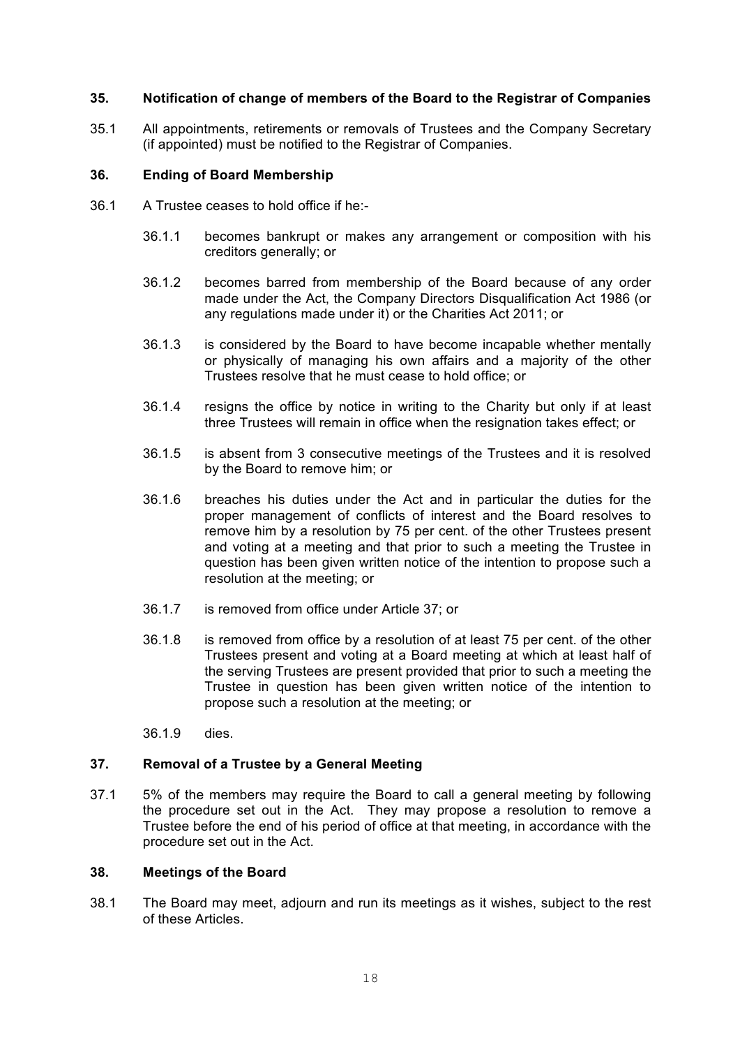## 35. Notification of change of members of the Board to the Registrar of Companies

35.1 All appointments, retirements or removals of Trustees and the Company Secretary (if appointed) must be notified to the Registrar of Companies.

## 36. Ending of Board Membership

36.1 A Trustee ceases to hold office if he:-

36.1.1 becomes bankrupt or makes any arrangement or composition with his creditors generally; or

36.1.2 becomes barred from membership of the Board because of any order made under the Act, the Company Directors Disqualification Act 1986 (or any regulations made under it) or the Charities Act 2011; or

36.1.3 is considered by the Board to have become incapable whether mentally or physically of managing his own affairs and a majority of the other Trustees resolve that he must cease to hold office; or

36.1.4 resigns the office by notice in writing to the Charity but only if at least three Trustees will remain in office when the resignation takes effect; or

36.1.5 is absent from 3 consecutive meetings of the Trustees and it is resolved by the Board to remove him; or

36.1.6 breaches his duties under the Act and in particular the duties for the proper management of conflicts of interest and the Board resolves to remove him by a resolution by 75 per cent. of the other Trustees present and voting at a meeting and that prior to such a meeting the Trustee in question has been given written notice of the intention to propose such a resolution at the meeting; or

36.1.7 is removed from office under Article 37; or

36.1.8 is removed from office by a resolution of at least 75 per cent. of the other Trustees present and voting at a Board meeting at which at least half of the serving Trustees are present provided that prior to such a meeting the Trustee in question has been given written notice of the intention to propose such a resolution at the meeting; or

36.1.9 dies.

## 37. Removal of a Trustee by a General Meeting

37.1 5% of the members may require the Board to call a general meeting by following the procedure set out in the Act. They may propose a resolution to remove a Trustee before the end of his period of office at that meeting, in accordance with the procedure set out in the Act.

## 38. Meetings of the Board

38.1 The Board may meet, adjourn and run its meetings as it wishes, subject to the rest of these Articles.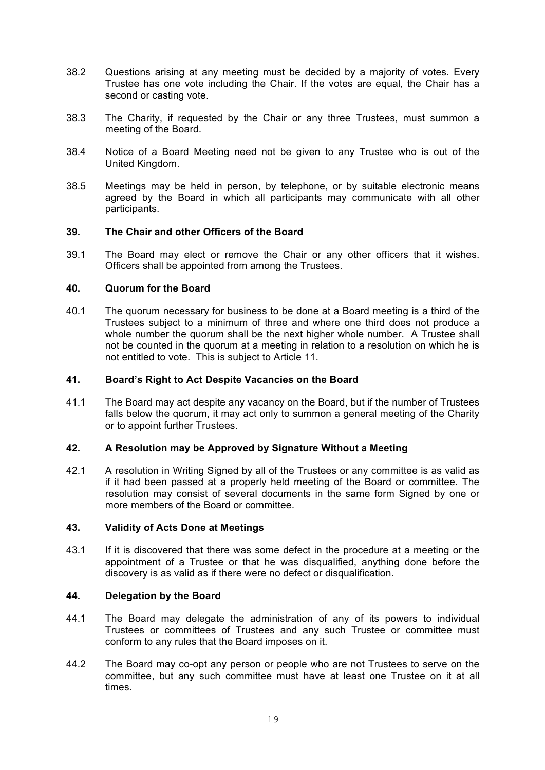38.2 Questions arising at any meeting must be decided by a majority of votes. Every Trustee has one vote including the Chair. If the votes are equal, the Chair has a second or casting vote.

38.3 The Charity, if requested by the Chair or any three Trustees, must summon a meeting of the Board.

38.4 Notice of a Board Meeting need not be given to any Trustee who is out of the United Kingdom.

38.5 Meetings may be held in person, by telephone, or by suitable electronic means agreed by the Board in which all participants may communicate with all other participants.

### 39. The Chair and other Officers of the Board

39.1 The Board may elect or remove the Chair or any other officers that it wishes. Officers shall be appointed from among the Trustees.

### 40. Quorum for the Board

40.1 The quorum necessary for business to be done at a Board meeting is a third of the Trustees subject to a minimum of three and where one third does not produce a whole number the quorum shall be the next higher whole number. A Trustee shall not be counted in the quorum at a meeting in relation to a resolution on which he is not entitled to vote. This is subject to Article 11.

### 41. Board's Right to Act Despite Vacancies on the Board

41.1 The Board may act despite any vacancy on the Board, but if the number of Trustees falls below the quorum, it may act only to summon a general meeting of the Charity or to appoint further Trustees.

### 42. A Resolution may be Approved by Signature Without a Meeting

42.1 A resolution in Writing Signed by all of the Trustees or any committee is as valid as if it had been passed at a properly held meeting of the Board or committee. The resolution may consist of several documents in the same form Signed by one or more members of the Board or committee.

### 43. Validity of Acts Done at Meetings

43.1 If it is discovered that there was some defect in the procedure at a meeting or the appointment of a Trustee or that he was disqualified, anything done before the discovery is as valid as if there were no defect or disqualification.

### 44. Delegation by the Board

44.1 The Board may delegate the administration of any of its powers to individual Trustees or committees of Trustees and any such Trustee or committee must conform to any rules that the Board imposes on it.

44.2 The Board may co-opt any person or people who are not Trustees to serve on the committee, but any such committee must have at least one Trustee on it at all times.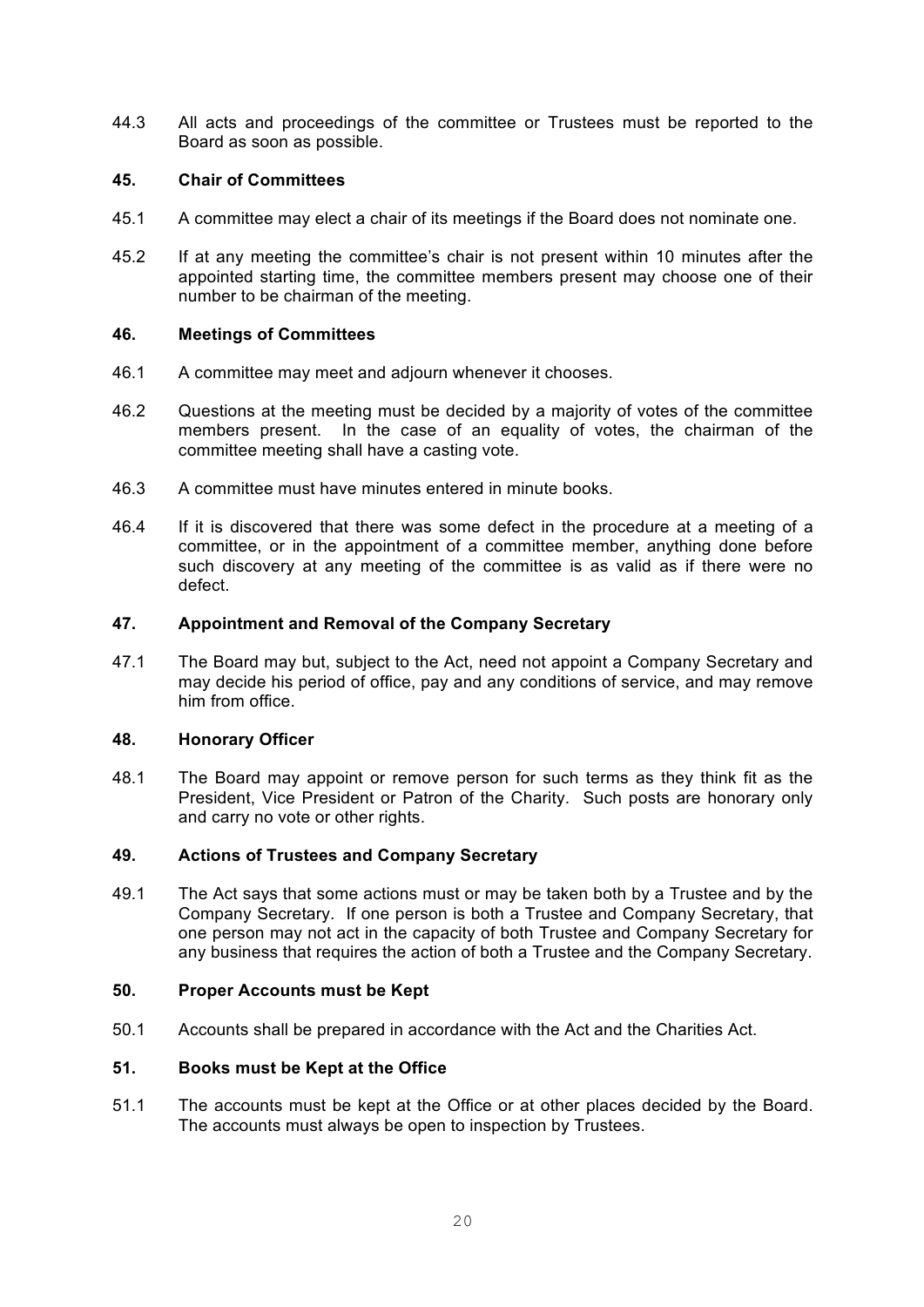44.3 All acts and proceedings of the committee or Trustees must be reported to the Board as soon as possible.

### 45. Chair of Committees

45.1 A committee may elect a chair of its meetings if the Board does not nominate one.

45.2 If at any meeting the committee's chair is not present within 10 minutes after the appointed starting time, the committee members present may choose one of their number to be chairman of the meeting.

### 46. Meetings of Committees

46.1 A committee may meet and adjourn whenever it chooses.

46.2 Questions at the meeting must be decided by a majority of votes of the committee members present. In the case of an equality of votes, the chairman of the committee meeting shall have a casting vote.

46.3 A committee must have minutes entered in minute books.

46.4 If it is discovered that there was some defect in the procedure at a meeting of a committee, or in the appointment of a committee member, anything done before such discovery at any meeting of the committee is as valid as if there were no defect.

### 47. Appointment and Removal of the Company Secretary

47.1 The Board may but, subject to the Act, need not appoint a Company Secretary and may decide his period of office, pay and any conditions of service, and may remove him from office.

### 48. Honorary Officer

48.1 The Board may appoint or remove person for such terms as they think fit as the President, Vice President or Patron of the Charity. Such posts are honorary only and carry no vote or other rights.

### 49. Actions of Trustees and Company Secretary

49.1 The Act says that some actions must or may be taken both by a Trustee and by the Company Secretary. If one person is both a Trustee and Company Secretary, that one person may not act in the capacity of both Trustee and Company Secretary for any business that requires the action of both a Trustee and the Company Secretary.

### 50. Proper Accounts must be Kept

50.1 Accounts shall be prepared in accordance with the Act and the Charities Act.

### 51. Books must be Kept at the Office

51.1 The accounts must be kept at the Office or at other places decided by the Board. The accounts must always be open to inspection by Trustees.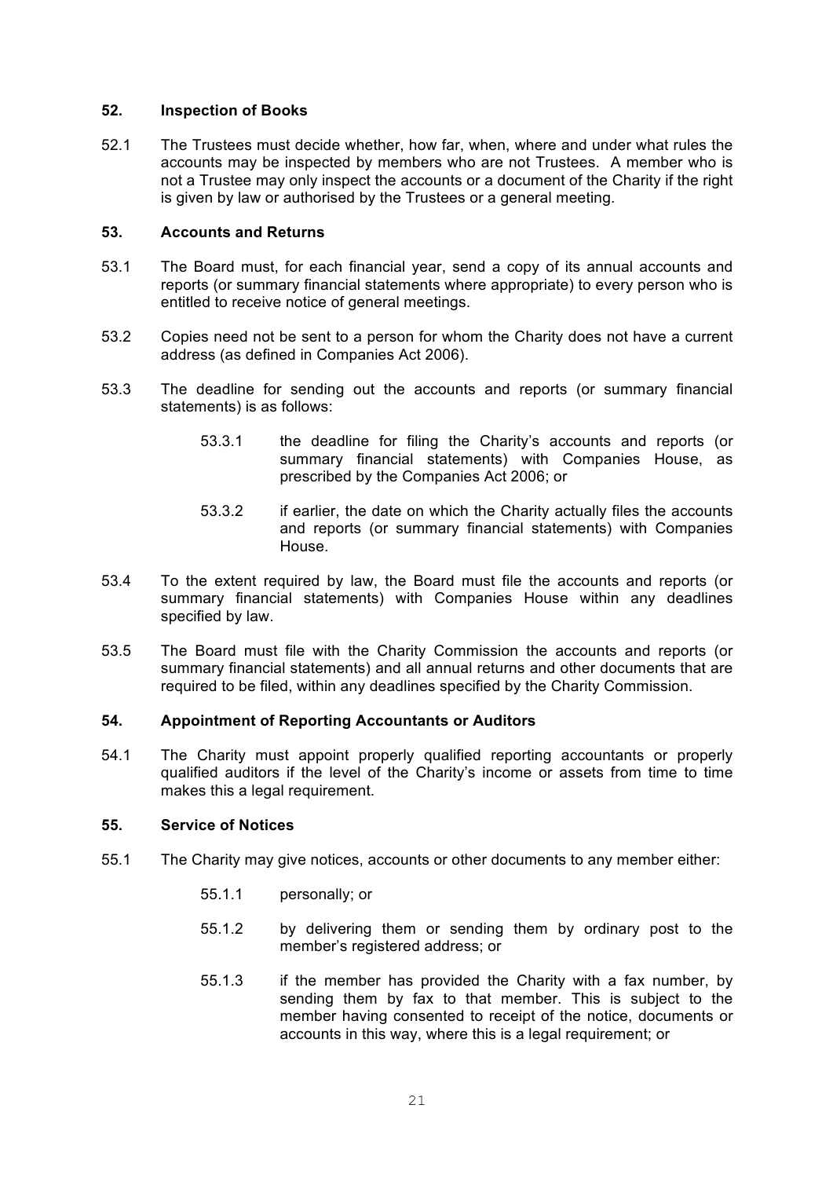## 52. Inspection of Books

52.1 The Trustees must decide whether, how far, when, where and under what rules the accounts may be inspected by members who are not Trustees. A member who is not a Trustee may only inspect the accounts or a document of the Charity if the right is given by law or authorised by the Trustees or a general meeting.

## 53. Accounts and Returns

53.1 The Board must, for each financial year, send a copy of its annual accounts and reports (or summary financial statements where appropriate) to every person who is entitled to receive notice of general meetings.

53.2 Copies need not be sent to a person for whom the Charity does not have a current address (as defined in Companies Act 2006).

53.3 The deadline for sending out the accounts and reports (or summary financial statements) is as follows:

- 53.3.1 the deadline for filing the Charity's accounts and reports (or summary financial statements) with Companies House, as prescribed by the Companies Act 2006; or
- 53.3.2 if earlier, the date on which the Charity actually files the accounts and reports (or summary financial statements) with Companies House.

53.4 To the extent required by law, the Board must file the accounts and reports (or summary financial statements) with Companies House within any deadlines specified by law.

53.5 The Board must file with the Charity Commission the accounts and reports (or summary financial statements) and all annual returns and other documents that are required to be filed, within any deadlines specified by the Charity Commission.

## 54. Appointment of Reporting Accountants or Auditors

54.1 The Charity must appoint properly qualified reporting accountants or properly qualified auditors if the level of the Charity's income or assets from time to time makes this a legal requirement.

## 55. Service of Notices

55.1 The Charity may give notices, accounts or other documents to any member either:

- 55.1.1 personally; or
- 55.1.2 by delivering them or sending them by ordinary post to the member's registered address; or
- 55.1.3 if the member has provided the Charity with a fax number, by sending them by fax to that member. This is subject to the member having consented to receipt of the notice, documents or accounts in this way, where this is a legal requirement; or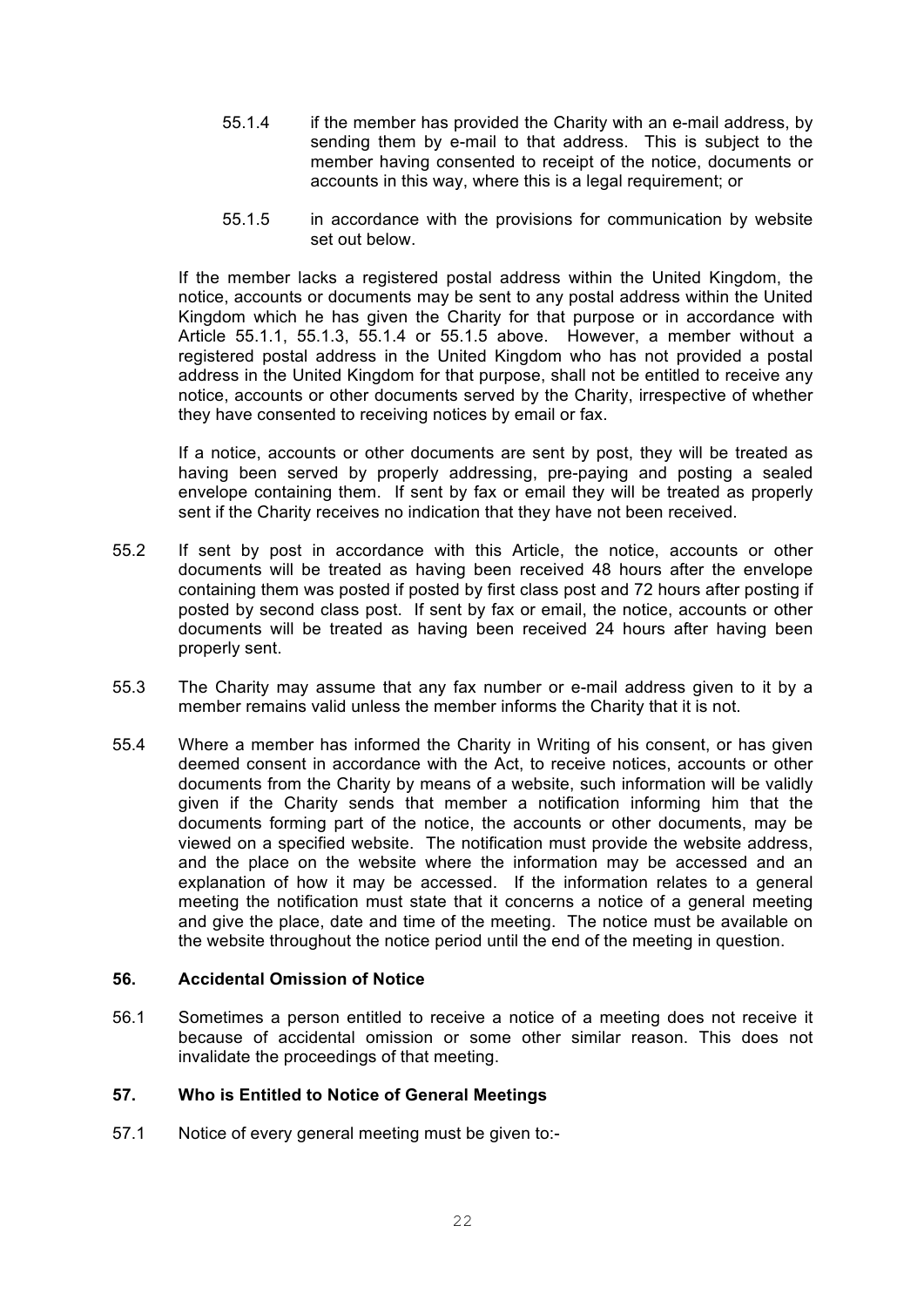55.1.4 if the member has provided the Charity with an e-mail address, by sending them by e-mail to that address. This is subject to the member having consented to receipt of the notice, documents or accounts in this way, where this is a legal requirement; or

55.1.5 in accordance with the provisions for communication by website set out below.

If the member lacks a registered postal address within the United Kingdom, the notice, accounts or documents may be sent to any postal address within the United Kingdom which he has given the Charity for that purpose or in accordance with Article 55.1.1, 55.1.3, 55.1.4 or 55.1.5 above. However, a member without a registered postal address in the United Kingdom who has not provided a postal address in the United Kingdom for that purpose, shall not be entitled to receive any notice, accounts or other documents served by the Charity, irrespective of whether they have consented to receiving notices by email or fax.

If a notice, accounts or other documents are sent by post, they will be treated as having been served by properly addressing, pre-paying and posting a sealed envelope containing them. If sent by fax or email they will be treated as properly sent if the Charity receives no indication that they have not been received.

55.2 If sent by post in accordance with this Article, the notice, accounts or other documents will be treated as having been received 48 hours after the envelope containing them was posted if posted by first class post and 72 hours after posting if posted by second class post. If sent by fax or email, the notice, accounts or other documents will be treated as having been received 24 hours after having been properly sent.

55.3 The Charity may assume that any fax number or e-mail address given to it by a member remains valid unless the member informs the Charity that it is not.

55.4 Where a member has informed the Charity in Writing of his consent, or has given deemed consent in accordance with the Act, to receive notices, accounts or other documents from the Charity by means of a website, such information will be validly given if the Charity sends that member a notification informing him that the documents forming part of the notice, the accounts or other documents, may be viewed on a specified website. The notification must provide the website address, and the place on the website where the information may be accessed and an explanation of how it may be accessed. If the information relates to a general meeting the notification must state that it concerns a notice of a general meeting and give the place, date and time of the meeting. The notice must be available on the website throughout the notice period until the end of the meeting in question.

### 56. Accidental Omission of Notice

56.1 Sometimes a person entitled to receive a notice of a meeting does not receive it because of accidental omission or some other similar reason. This does not invalidate the proceedings of that meeting.

### 57. Who is Entitled to Notice of General Meetings

57.1 Notice of every general meeting must be given to:-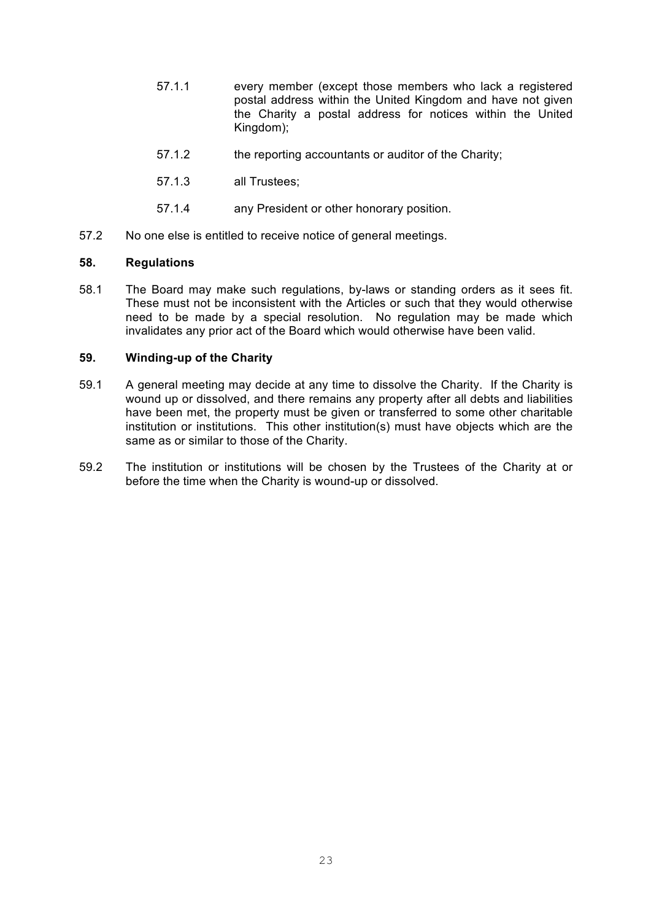57.1.1 every member (except those members who lack a registered postal address within the United Kingdom and have not given the Charity a postal address for notices within the United Kingdom);

57.1.2 the reporting accountants or auditor of the Charity;

57.1.3 all Trustees;

57.1.4 any President or other honorary position.

57.2 No one else is entitled to receive notice of general meetings.

### 58. Regulations

58.1 The Board may make such regulations, by-laws or standing orders as it sees fit. These must not be inconsistent with the Articles or such that they would otherwise need to be made by a special resolution. No regulation may be made which invalidates any prior act of the Board which would otherwise have been valid.

### 59. Winding-up of the Charity

59.1 A general meeting may decide at any time to dissolve the Charity. If the Charity is wound up or dissolved, and there remains any property after all debts and liabilities have been met, the property must be given or transferred to some other charitable institution or institutions. This other institution(s) must have objects which are the same as or similar to those of the Charity.

59.2 The institution or institutions will be chosen by the Trustees of the Charity at or before the time when the Charity is wound-up or dissolved.